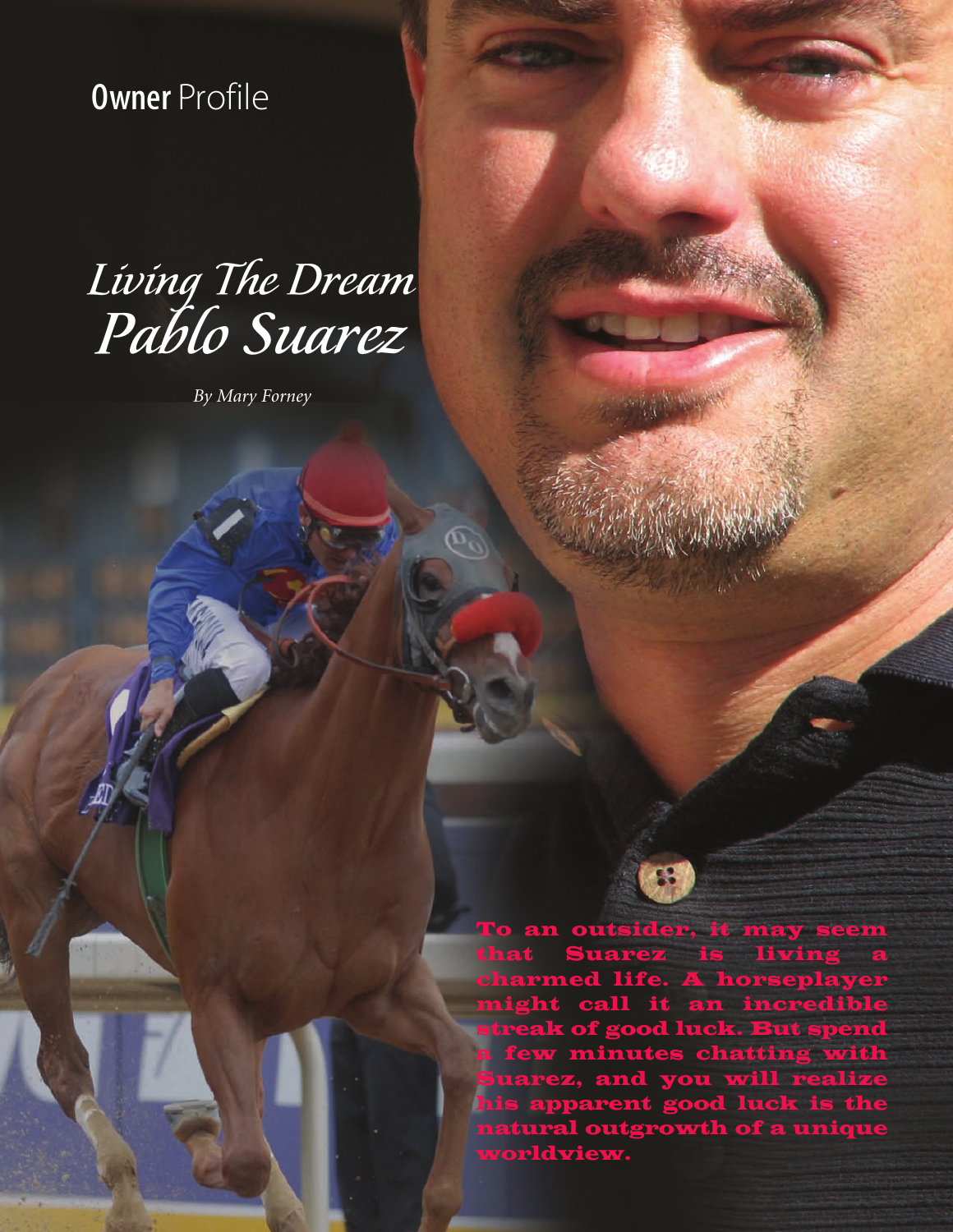Owner Profile

# *Living The Dream Pablo Suarez*

*By Mary Forney*

**To an outsider, it may seem that Suarez is living a charmed life. A horseplayer might call it an incredible streak of good luck. But spend a few minutes chatting with Suarez, and you will realize his apparent good luck is the natural outgrowth of a unique worldview.**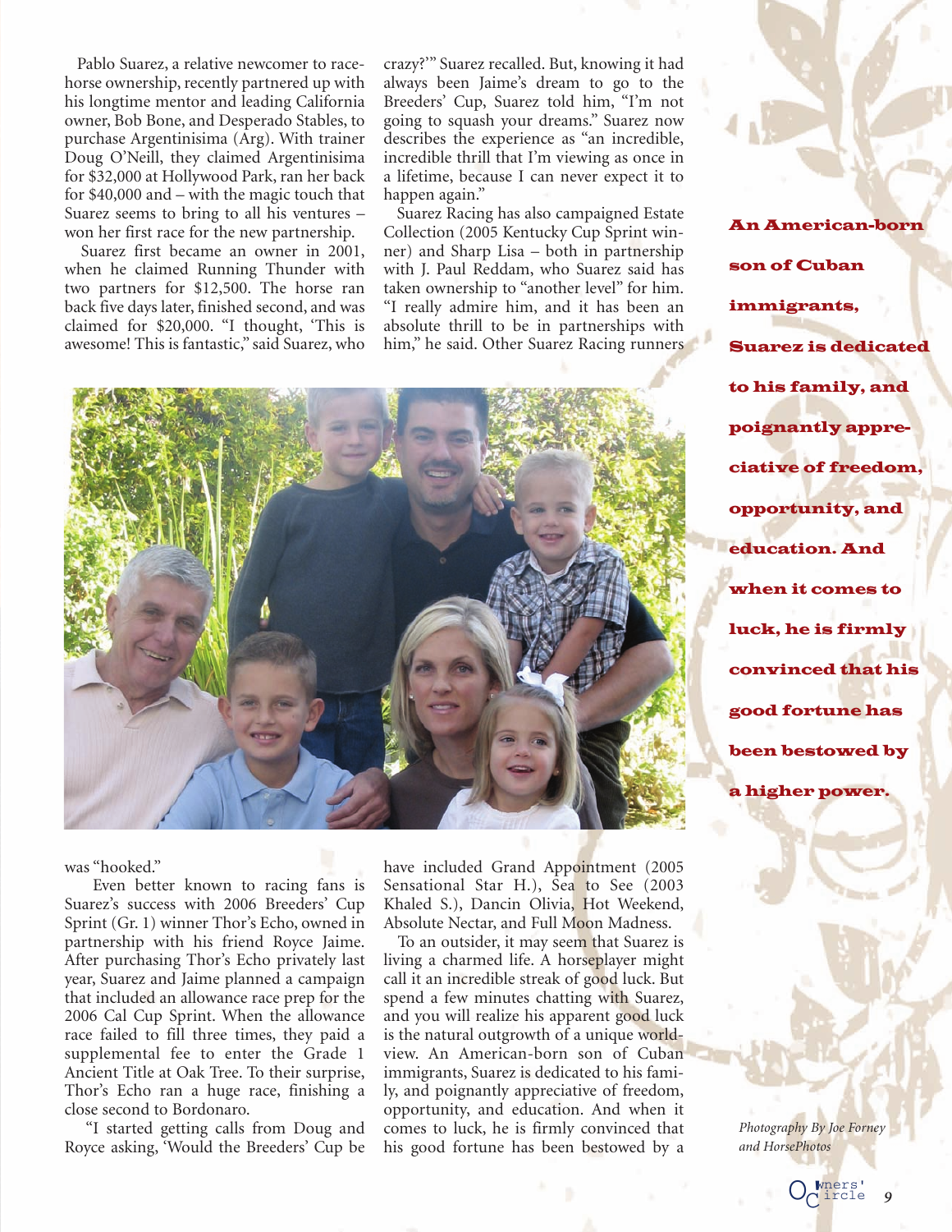Pablo Suarez, a relative newcomer to racehorse ownership, recently partnered up with his longtime mentor and leading California owner, Bob Bone, and Desperado Stables, to purchase Argentinisima (Arg). With trainer Doug O'Neill, they claimed Argentinisima for $32,000 at Hollywood Park, ran her back for $40,000 and – with the magic touch that Suarez seems to bring to all his ventures – won her first race for the new partnership.

Suarez first became an owner in 2001, when he claimed Running Thunder with two partners for $12,500. The horse ran back five days later, finished second, and was claimed for $20,000. "I thought, 'This is awesome! This is fantastic," said Suarez, who was "hooked."

Even better known to racing fans is Suarez's success with 2006 Breeders' Cup Sprint (Gr. 1) winner Thor's Echo, owned in partnership with his friend Royce Jaime. After purchasing Thor's Echo privately last year, Suarez and Jaime planned a campaign that included an allowance race prep for the 2006 Cal Cup Sprint. When the allowance race failed to fill three times, they paid a supplemental fee to enter the Grade 1 Ancient Title at Oak Tree. To their surprise, Thor's Echo ran a huge race, finishing a close second to Bordonaro.

"I started getting calls from Doug and Royce asking, 'Would the Breeders' Cup be crazy?'" Suarez recalled. But, knowing it had always been Jaime's dream to go to the Breeders' Cup, Suarez told him, "I'm not going to squash your dreams." Suarez now describes the experience as "an incredible, incredible thrill that I'm viewing as once in a lifetime, because I can never expect it to happen again."

Suarez Racing has also campaigned Estate Collection (2005 Kentucky Cup Sprint winner) and Sharp Lisa – both in partnership with J. Paul Reddam, who Suarez said has taken ownership to "another level" for him. "I really admire him, and it has been an absolute thrill to be in partnerships with him," he said. Other Suarez Racing runners have included Grand Appointment (2005 Sensational Star H.), Sea to See (2003 Khaled S.), Dancin Olivia, Hot Weekend, Absolute Nectar, and Full Moon Madness.

To an outsider, it may seem that Suarez is living a charmed life. A horseplayer might call it an incredible streak of good luck. But spend a few minutes chatting with Suarez, and you will realize his apparent good luck is the natural outgrowth of a unique worldview. An American-born son of Cuban immigrants, Suarez is dedicated to his family, and poignantly appreciative of freedom, opportunity, and education. And when it comes to luck, he is firmly convinced that his good fortune has been bestowed by a

**An American-born son of Cuban immigrants, Suarez is dedicated to his family, and poignantly appreciative of freedom, opportunity, and education. And when it comes to luck, he is firmly convinced that his good fortune has been bestowed by a higher power.**

*Photography By Joe Forney and HorsePhotos*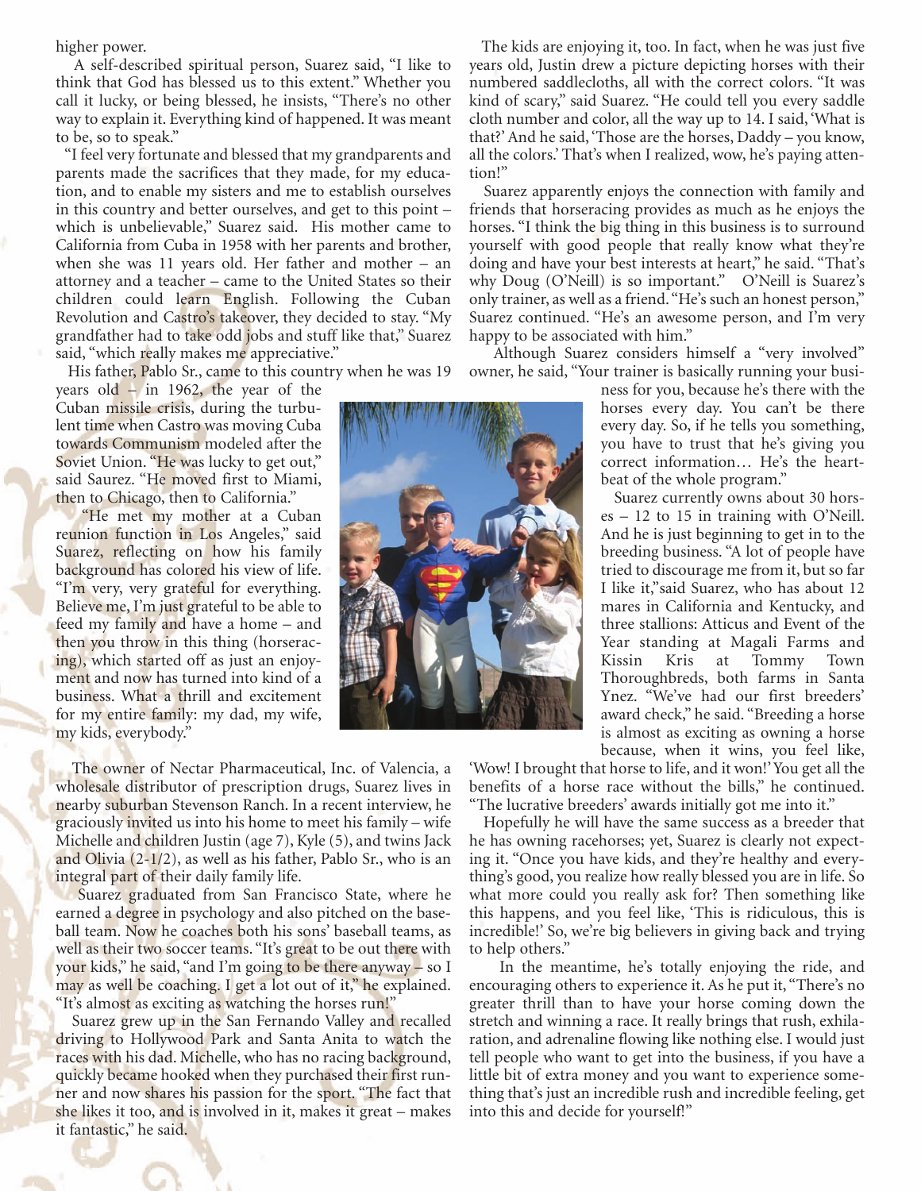higher power.

A self-described spiritual person, Suarez said, "I like to think that God has blessed us to this extent." Whether you call it lucky, or being blessed, he insists, "There's no other way to explain it. Everything kind of happened. It was meant to be, so to speak."

"I feel very fortunate and blessed that my grandparents and parents made the sacrifices that they made, for my education, and to enable my sisters and me to establish ourselves in this country and better ourselves, and get to this point – which is unbelievable," Suarez said. His mother came to California from Cuba in 1958 with her parents and brother, when she was 11 years old. Her father and mother – an attorney and a teacher – came to the United States so their children could learn English. Following the Cuban Revolution and Castro's takeover, they decided to stay. "My grandfather had to take odd jobs and stuff like that," Suarez said, "which really makes me appreciative."

His father, Pablo Sr., came to this country when he was 19 years old – in 1962, the year of the Cuban missile crisis, during the turbulent time when Castro was moving Cuba towards Communism modeled after the Soviet Union. "He was lucky to get out," said Saurez. "He moved first to Miami, then to Chicago, then to California."

"He met my mother at a Cuban reunion function in Los Angeles," said Suarez, reflecting on how his family background has colored his view of life. "I'm very, very grateful for everything. Believe me, I'm just grateful to be able to feed my family and have a home – and then you throw in this thing (horseracing), which started off as just an enjoyment and now has turned into kind of a business. What a thrill and excitement for my entire family: my dad, my wife, my kids, everybody."

The owner of Nectar Pharmaceutical, Inc. of Valencia, a wholesale distributor of prescription drugs, Suarez lives in nearby suburban Stevenson Ranch. In a recent interview, he graciously invited us into his home to meet his family – wife Michelle and children Justin (age 7), Kyle (5), and twins Jack and Olivia (2-1/2), as well as his father, Pablo Sr., who is an integral part of their daily family life.

Suarez graduated from San Francisco State, where he earned a degree in psychology and also pitched on the baseball team. Now he coaches both his sons' baseball teams, as well as their two soccer teams. "It's great to be out there with your kids," he said, "and I'm going to be there anyway – so I may as well be coaching. I get a lot out of it," he explained. "It's almost as exciting as watching the horses run!"

Suarez grew up in the San Fernando Valley and recalled driving to Hollywood Park and Santa Anita to watch the races with his dad. Michelle, who has no racing background, quickly became hooked when they purchased their first runner and now shares his passion for the sport. "The fact that she likes it too, and is involved in it, makes it great – makes it fantastic," he said.

The kids are enjoying it, too. In fact, when he was just five years old, Justin drew a picture depicting horses with their numbered saddlecloths, all with the correct colors. "It was kind of scary," said Suarez. "He could tell you every saddle cloth number and color, all the way up to 14. I said, 'What is that?' And he said, 'Those are the horses, Daddy – you know, all the colors.' That's when I realized, wow, he's paying attention!"

Suarez apparently enjoys the connection with family and friends that horseracing provides as much as he enjoys the horses. "I think the big thing in this business is to surround yourself with good people that really know what they're doing and have your best interests at heart," he said. "That's why Doug (O'Neill) is so important." O'Neill is Suarez's only trainer, as well as a friend. "He's such an honest person," Suarez continued. "He's an awesome person, and I'm very happy to be associated with him."

Although Suarez considers himself a "very involved" owner, he said, "Your trainer is basically running your business for you, because he's there with the horses every day. You can't be there every day. So, if he tells you something, you have to trust that he's giving you correct information… He's the heartbeat of the whole program."

Suarez currently owns about 30 horses – 12 to 15 in training with O'Neill. And he is just beginning to get in to the breeding business. "A lot of people have tried to discourage me from it, but so far I like it," said Suarez, who has about 12 mares in California and Kentucky, and three stallions: Atticus and Event of the Year standing at Magali Farms and Kissin Kris at Tommy Town Thoroughbreds, both farms in Santa Ynez. "We've had our first breeders' award check," he said. "Breeding a horse is almost as exciting as owning a horse because, when it wins, you feel like, 'Wow! I brought that horse to life, and it won!' You get all the benefits of a horse race without the bills," he continued. "The lucrative breeders' awards initially got me into it."

Hopefully he will have the same success as a breeder that he has owning racehorses; yet, Suarez is clearly not expecting it. "Once you have kids, and they're healthy and everything's good, you realize how really blessed you are in life. So what more could you really ask for? Then something like this happens, and you feel like, 'This is ridiculous, this is incredible!' So, we're big believers in giving back and trying to help others."

In the meantime, he's totally enjoying the ride, and encouraging others to experience it. As he put it, "There's no greater thrill than to have your horse coming down the stretch and winning a race. It really brings that rush, exhilaration, and adrenaline flowing like nothing else. I would just tell people who want to get into the business, if you have a little bit of extra money and you want to experience something that's just an incredible rush and incredible feeling, get into this and decide for yourself!"